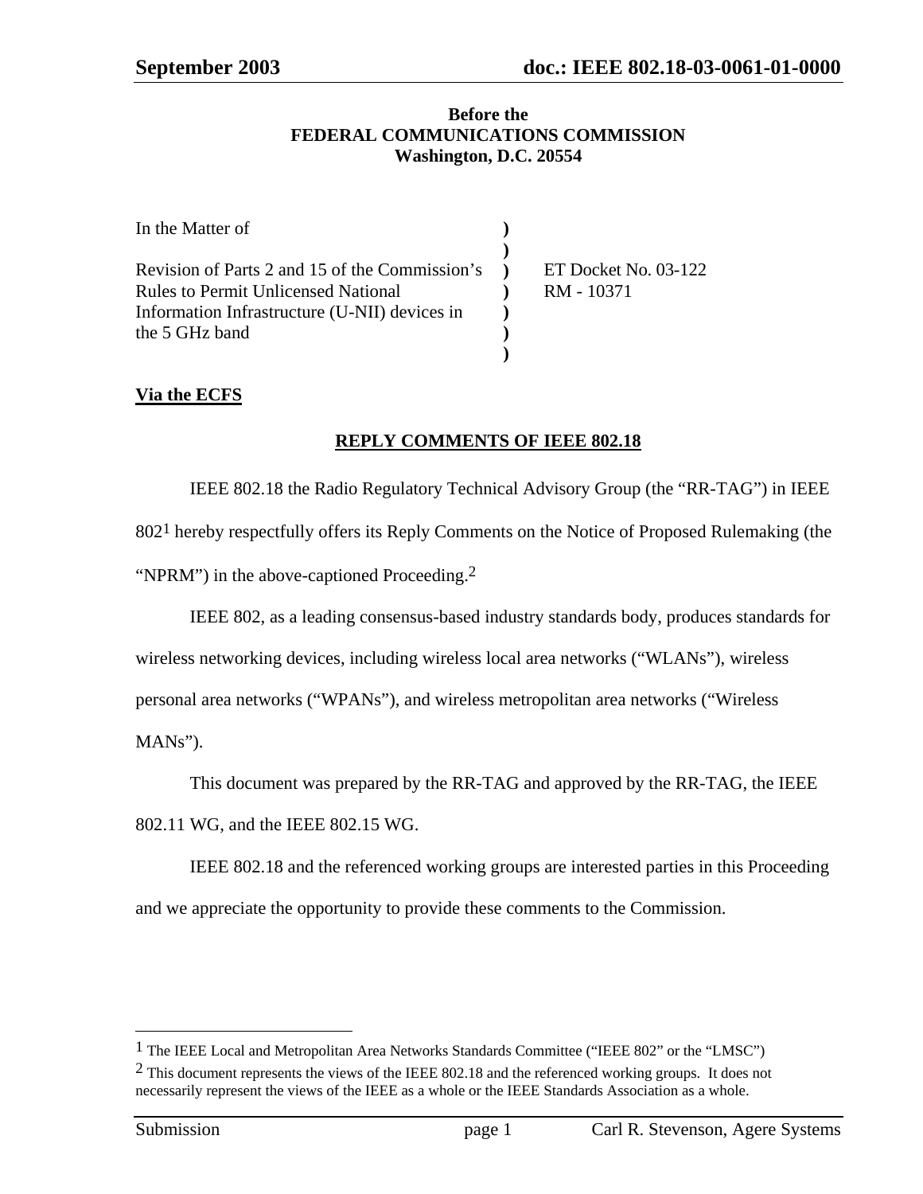**Before the**
**FEDERAL COMMUNICATIONS COMMISSION**
**Washington, D.C. 20554**

| | | |
|---|---|---|
| In the Matter of | ) | |
| | ) | |
| Revision of Parts 2 and 15 of the Commission's Rules to Permit Unlicensed National Information Infrastructure (U-NII) devices in the 5 GHz band | ) | ET Docket No. 03-122 |
| | ) | RM - 10371 |
| | ) | |
| | ) | |
| | ) | |

**<u>Via the ECFS</u>**

## <u>REPLY COMMENTS OF IEEE 802.18</u>

IEEE 802.18 the Radio Regulatory Technical Advisory Group (the "RR-TAG") in IEEE 802[1] hereby respectfully offers its Reply Comments on the Notice of Proposed Rulemaking (the "NPRM") in the above-captioned Proceeding.[2]

IEEE 802, as a leading consensus-based industry standards body, produces standards for wireless networking devices, including wireless local area networks ("WLANs"), wireless personal area networks ("WPANs"), and wireless metropolitan area networks ("Wireless MANs").

This document was prepared by the RR-TAG and approved by the RR-TAG, the IEEE 802.11 WG, and the IEEE 802.15 WG.

IEEE 802.18 and the referenced working groups are interested parties in this Proceeding and we appreciate the opportunity to provide these comments to the Commission.

---

[1] The IEEE Local and Metropolitan Area Networks Standards Committee ("IEEE 802" or the "LMSC")

[2] This document represents the views of the IEEE 802.18 and the referenced working groups. It does not necessarily represent the views of the IEEE as a whole or the IEEE Standards Association as a whole.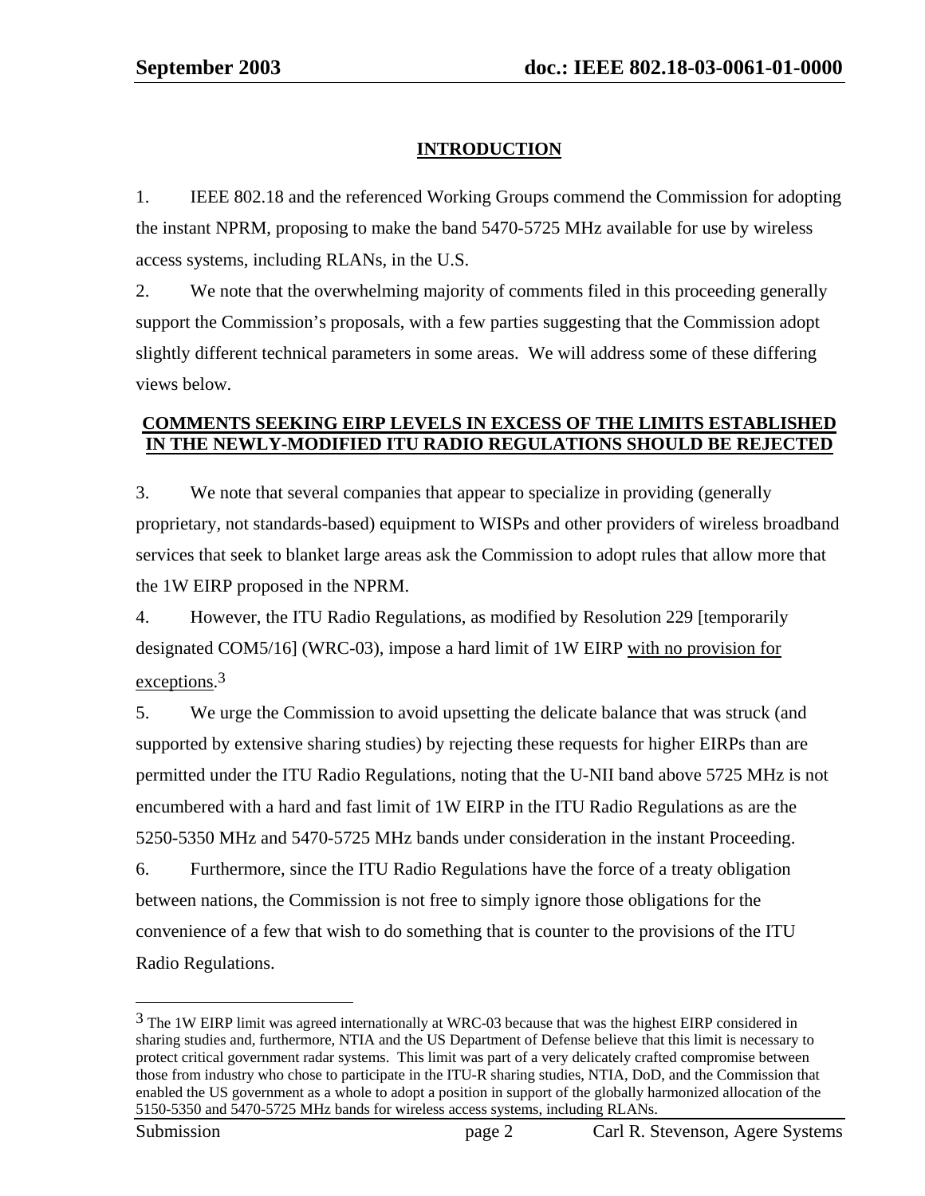## INTRODUCTION

1. IEEE 802.18 and the referenced Working Groups commend the Commission for adopting the instant NPRM, proposing to make the band 5470-5725 MHz available for use by wireless access systems, including RLANs, in the U.S.

2. We note that the overwhelming majority of comments filed in this proceeding generally support the Commission's proposals, with a few parties suggesting that the Commission adopt slightly different technical parameters in some areas. We will address some of these differing views below.

## COMMENTS SEEKING EIRP LEVELS IN EXCESS OF THE LIMITS ESTABLISHED IN THE NEWLY-MODIFIED ITU RADIO REGULATIONS SHOULD BE REJECTED

3. We note that several companies that appear to specialize in providing (generally proprietary, not standards-based) equipment to WISPs and other providers of wireless broadband services that seek to blanket large areas ask the Commission to adopt rules that allow more that the 1W EIRP proposed in the NPRM.

4. However, the ITU Radio Regulations, as modified by Resolution 229 [temporarily designated COM5/16] (WRC-03), impose a hard limit of 1W EIRP with no provision for exceptions.[3]

5. We urge the Commission to avoid upsetting the delicate balance that was struck (and supported by extensive sharing studies) by rejecting these requests for higher EIRPs than are permitted under the ITU Radio Regulations, noting that the U-NII band above 5725 MHz is not encumbered with a hard and fast limit of 1W EIRP in the ITU Radio Regulations as are the 5250-5350 MHz and 5470-5725 MHz bands under consideration in the instant Proceeding.

6. Furthermore, since the ITU Radio Regulations have the force of a treaty obligation between nations, the Commission is not free to simply ignore those obligations for the convenience of a few that wish to do something that is counter to the provisions of the ITU Radio Regulations.

---

[3] The 1W EIRP limit was agreed internationally at WRC-03 because that was the highest EIRP considered in sharing studies and, furthermore, NTIA and the US Department of Defense believe that this limit is necessary to protect critical government radar systems. This limit was part of a very delicately crafted compromise between those from industry who chose to participate in the ITU-R sharing studies, NTIA, DoD, and the Commission that enabled the US government as a whole to adopt a position in support of the globally harmonized allocation of the 5150-5350 and 5470-5725 MHz bands for wireless access systems, including RLANs.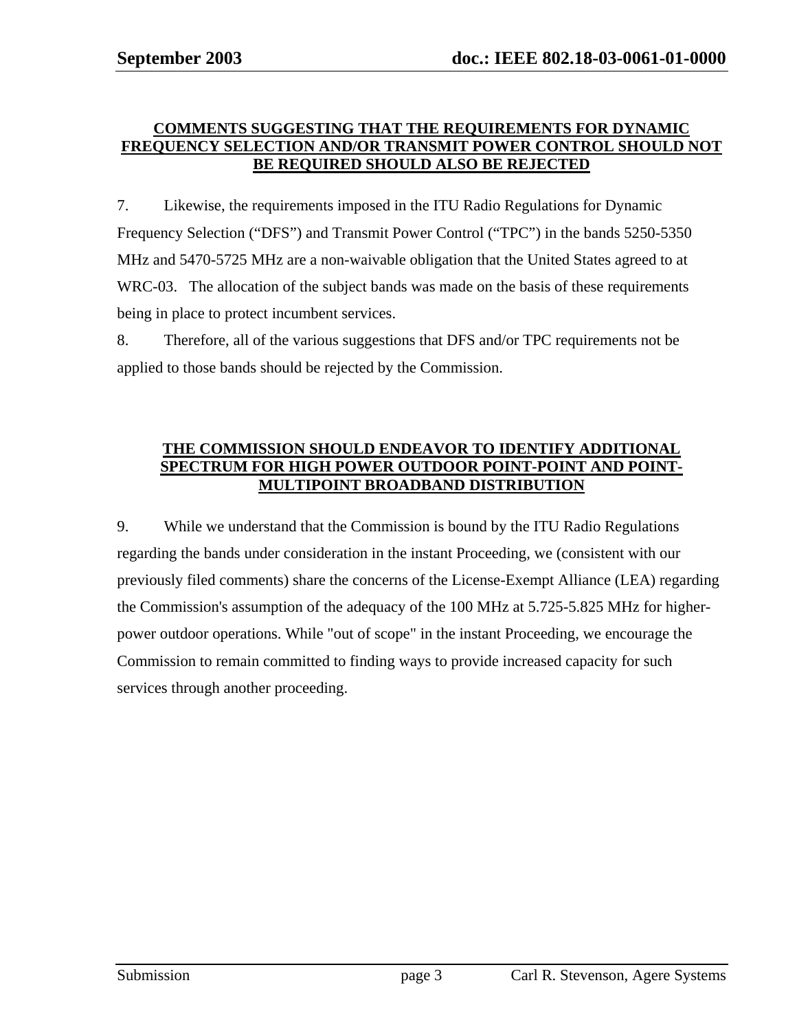## COMMENTS SUGGESTING THAT THE REQUIREMENTS FOR DYNAMIC FREQUENCY SELECTION AND/OR TRANSMIT POWER CONTROL SHOULD NOT BE REQUIRED SHOULD ALSO BE REJECTED

7. Likewise, the requirements imposed in the ITU Radio Regulations for Dynamic Frequency Selection ("DFS") and Transmit Power Control ("TPC") in the bands 5250-5350 MHz and 5470-5725 MHz are a non-waivable obligation that the United States agreed to at WRC-03. The allocation of the subject bands was made on the basis of these requirements being in place to protect incumbent services.

8. Therefore, all of the various suggestions that DFS and/or TPC requirements not be applied to those bands should be rejected by the Commission.

## THE COMMISSION SHOULD ENDEAVOR TO IDENTIFY ADDITIONAL SPECTRUM FOR HIGH POWER OUTDOOR POINT-POINT AND POINT-MULTIPOINT BROADBAND DISTRIBUTION

9. While we understand that the Commission is bound by the ITU Radio Regulations regarding the bands under consideration in the instant Proceeding, we (consistent with our previously filed comments) share the concerns of the License-Exempt Alliance (LEA) regarding the Commission's assumption of the adequacy of the 100 MHz at 5.725-5.825 MHz for higher-power outdoor operations. While "out of scope" in the instant Proceeding, we encourage the Commission to remain committed to finding ways to provide increased capacity for such services through another proceeding.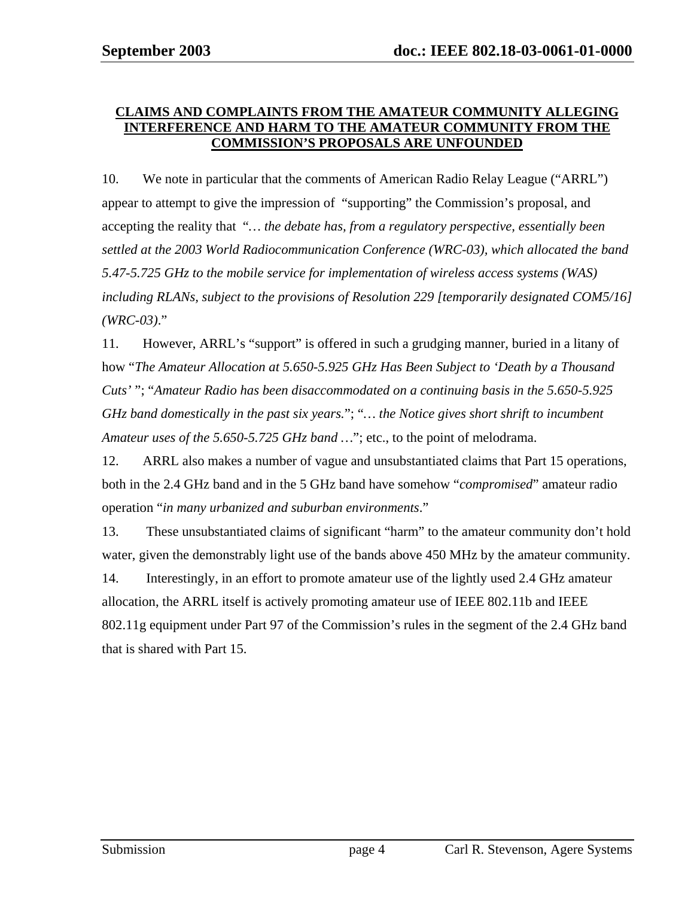**CLAIMS AND COMPLAINTS FROM THE AMATEUR COMMUNITY ALLEGING INTERFERENCE AND HARM TO THE AMATEUR COMMUNITY FROM THE COMMISSION'S PROPOSALS ARE UNFOUNDED**

10. We note in particular that the comments of American Radio Relay League ("ARRL") appear to attempt to give the impression of "supporting" the Commission's proposal, and accepting the reality that "*… the debate has, from a regulatory perspective, essentially been settled at the 2003 World Radiocommunication Conference (WRC-03), which allocated the band 5.47-5.725 GHz to the mobile service for implementation of wireless access systems (WAS) including RLANs, subject to the provisions of Resolution 229 [temporarily designated COM5/16] (WRC-03)*."

11. However, ARRL's "support" is offered in such a grudging manner, buried in a litany of how "*The Amateur Allocation at 5.650-5.925 GHz Has Been Subject to 'Death by a Thousand Cuts'* "; "*Amateur Radio has been disaccommodated on a continuing basis in the 5.650-5.925 GHz band domestically in the past six years.*"; "*… the Notice gives short shrift to incumbent Amateur uses of the 5.650-5.725 GHz band …*"; etc., to the point of melodrama.

12. ARRL also makes a number of vague and unsubstantiated claims that Part 15 operations, both in the 2.4 GHz band and in the 5 GHz band have somehow "*compromised*" amateur radio operation "*in many urbanized and suburban environments*."

13. These unsubstantiated claims of significant "harm" to the amateur community don't hold water, given the demonstrably light use of the bands above 450 MHz by the amateur community.

14. Interestingly, in an effort to promote amateur use of the lightly used 2.4 GHz amateur allocation, the ARRL itself is actively promoting amateur use of IEEE 802.11b and IEEE 802.11g equipment under Part 97 of the Commission's rules in the segment of the 2.4 GHz band that is shared with Part 15.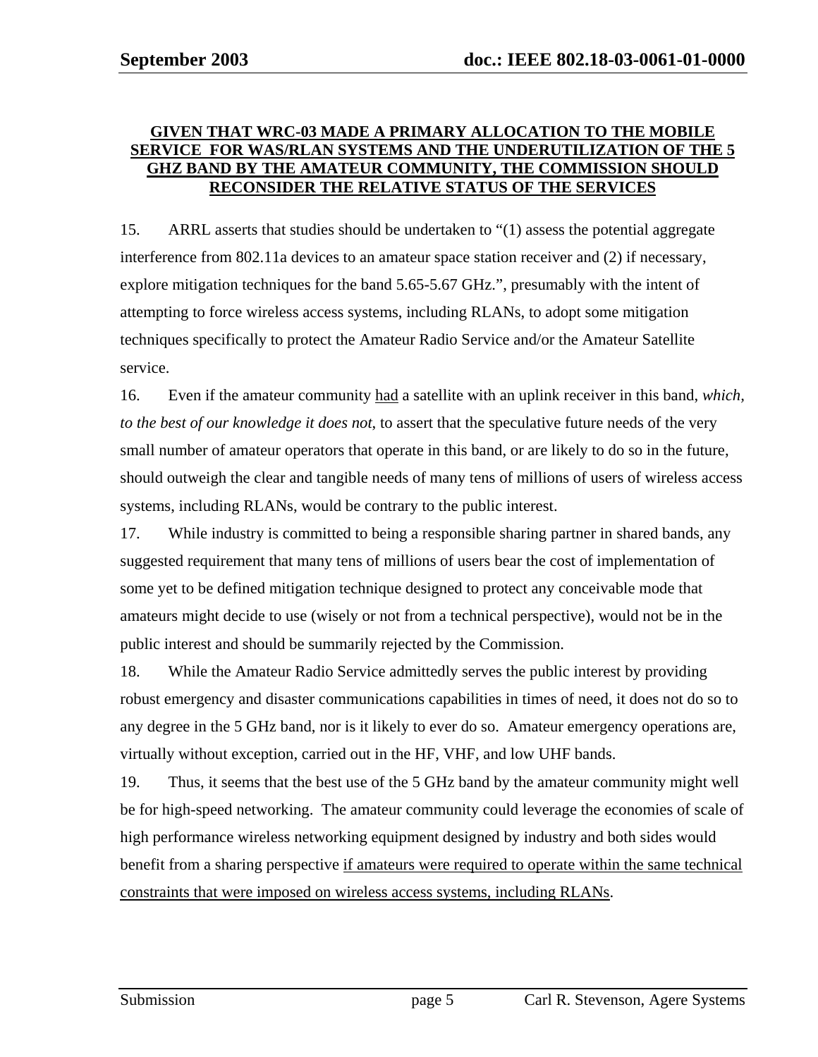**<u>GIVEN THAT WRC-03 MADE A PRIMARY ALLOCATION TO THE MOBILE SERVICE FOR WAS/RLAN SYSTEMS AND THE UNDERUTILIZATION OF THE 5 GHZ BAND BY THE AMATEUR COMMUNITY, THE COMMISSION SHOULD RECONSIDER THE RELATIVE STATUS OF THE SERVICES</u>**

15. ARRL asserts that studies should be undertaken to "(1) assess the potential aggregate interference from 802.11a devices to an amateur space station receiver and (2) if necessary, explore mitigation techniques for the band 5.65-5.67 GHz.", presumably with the intent of attempting to force wireless access systems, including RLANs, to adopt some mitigation techniques specifically to protect the Amateur Radio Service and/or the Amateur Satellite service.

16. Even if the amateur community <u>had</u> a satellite with an uplink receiver in this band, *which, to the best of our knowledge it does not*, to assert that the speculative future needs of the very small number of amateur operators that operate in this band, or are likely to do so in the future, should outweigh the clear and tangible needs of many tens of millions of users of wireless access systems, including RLANs, would be contrary to the public interest.

17. While industry is committed to being a responsible sharing partner in shared bands, any suggested requirement that many tens of millions of users bear the cost of implementation of some yet to be defined mitigation technique designed to protect any conceivable mode that amateurs might decide to use (wisely or not from a technical perspective), would not be in the public interest and should be summarily rejected by the Commission.

18. While the Amateur Radio Service admittedly serves the public interest by providing robust emergency and disaster communications capabilities in times of need, it does not do so to any degree in the 5 GHz band, nor is it likely to ever do so. Amateur emergency operations are, virtually without exception, carried out in the HF, VHF, and low UHF bands.

19. Thus, it seems that the best use of the 5 GHz band by the amateur community might well be for high-speed networking. The amateur community could leverage the economies of scale of high performance wireless networking equipment designed by industry and both sides would benefit from a sharing perspective <u>if amateurs were required to operate within the same technical constraints that were imposed on wireless access systems, including RLANs</u>.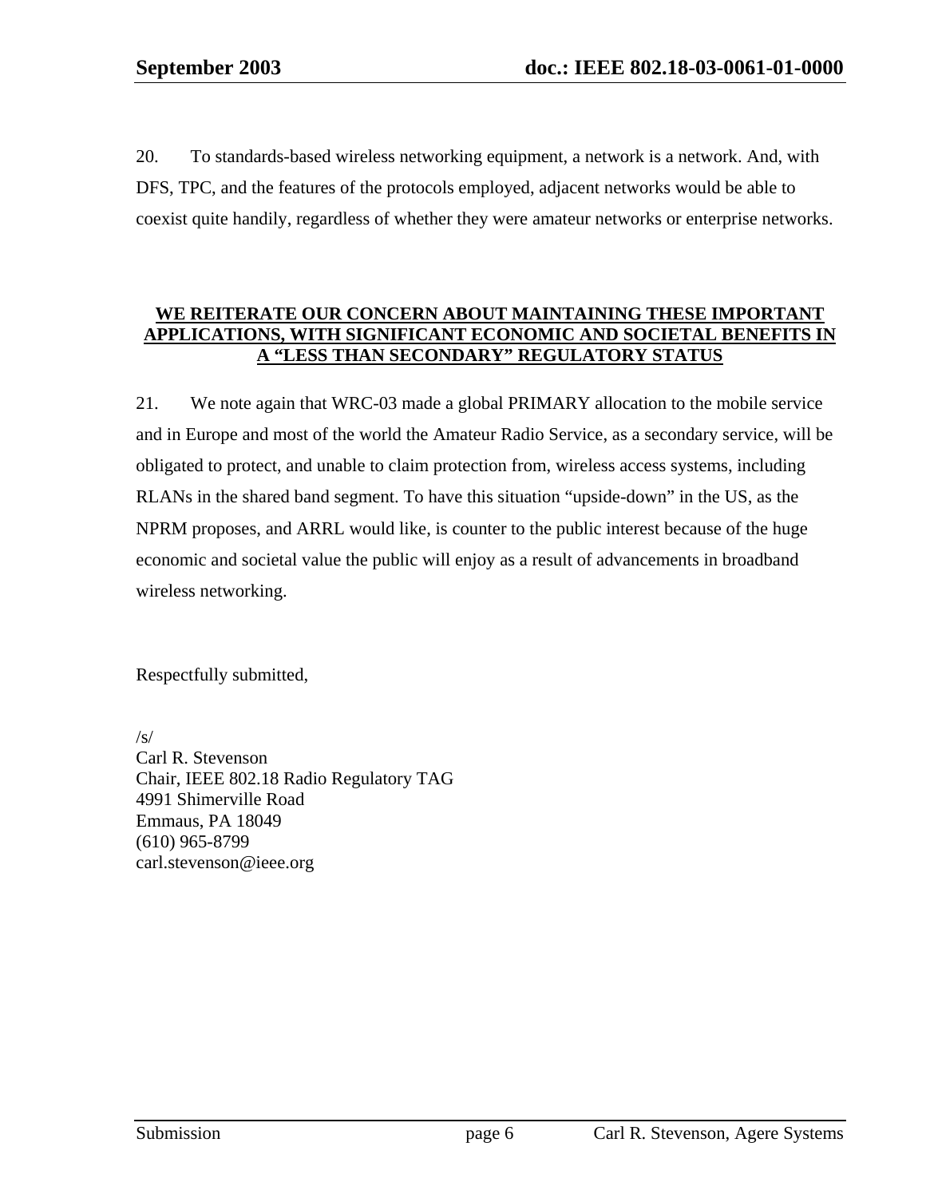20. To standards-based wireless networking equipment, a network is a network. And, with DFS, TPC, and the features of the protocols employed, adjacent networks would be able to coexist quite handily, regardless of whether they were amateur networks or enterprise networks.

**WE REITERATE OUR CONCERN ABOUT MAINTAINING THESE IMPORTANT APPLICATIONS, WITH SIGNIFICANT ECONOMIC AND SOCIETAL BENEFITS IN A “LESS THAN SECONDARY” REGULATORY STATUS**

21. We note again that WRC-03 made a global PRIMARY allocation to the mobile service and in Europe and most of the world the Amateur Radio Service, as a secondary service, will be obligated to protect, and unable to claim protection from, wireless access systems, including RLANs in the shared band segment. To have this situation “upside-down” in the US, as the NPRM proposes, and ARRL would like, is counter to the public interest because of the huge economic and societal value the public will enjoy as a result of advancements in broadband wireless networking.

Respectfully submitted,

/s/
Carl R. Stevenson
Chair, IEEE 802.18 Radio Regulatory TAG
4991 Shimerville Road
Emmaus, PA 18049
(610) 965-8799
carl.stevenson@ieee.org